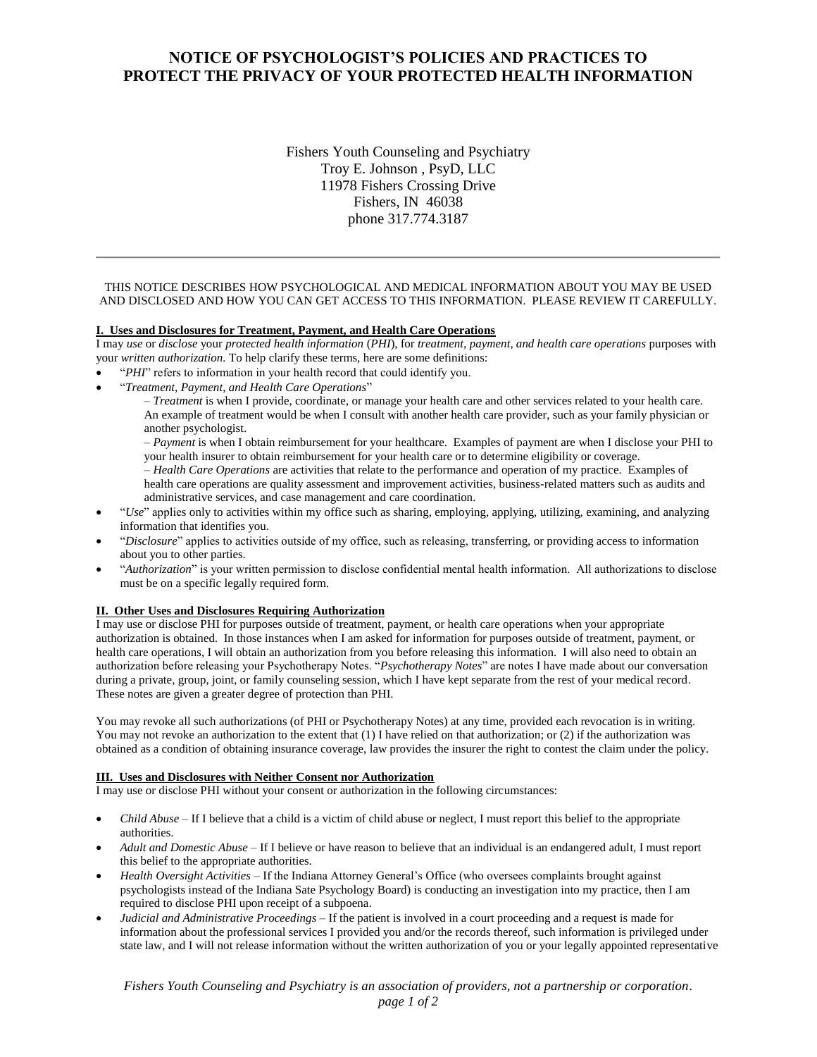# NOTICE OF PSYCHOLOGIST'S POLICIES AND PRACTICES TO PROTECT THE PRIVACY OF YOUR PROTECTED HEALTH INFORMATION

Fishers Youth Counseling and Psychiatry
Troy E. Johnson , PsyD, LLC
11978 Fishers Crossing Drive
Fishers, IN 46038
phone 317.774.3187

---

THIS NOTICE DESCRIBES HOW PSYCHOLOGICAL AND MEDICAL INFORMATION ABOUT YOU MAY BE USED AND DISCLOSED AND HOW YOU CAN GET ACCESS TO THIS INFORMATION. PLEASE REVIEW IT CAREFULLY.

## I. Uses and Disclosures for Treatment, Payment, and Health Care Operations

I may *use* or *disclose* your *protected health information* (*PHI*), for *treatment, payment, and health care operations* purposes with your *written authorization*. To help clarify these terms, here are some definitions:

- "*PHI*" refers to information in your health record that could identify you.
- "*Treatment, Payment, and Health Care Operations*"
  – *Treatment* is when I provide, coordinate, or manage your health care and other services related to your health care. An example of treatment would be when I consult with another health care provider, such as your family physician or another psychologist.
  – *Payment* is when I obtain reimbursement for your healthcare. Examples of payment are when I disclose your PHI to your health insurer to obtain reimbursement for your health care or to determine eligibility or coverage.
  – *Health Care Operations* are activities that relate to the performance and operation of my practice. Examples of health care operations are quality assessment and improvement activities, business-related matters such as audits and administrative services, and case management and care coordination.
- "*Use*" applies only to activities within my office such as sharing, employing, applying, utilizing, examining, and analyzing information that identifies you.
- "*Disclosure*" applies to activities outside of my office, such as releasing, transferring, or providing access to information about you to other parties.
- "*Authorization*" is your written permission to disclose confidential mental health information. All authorizations to disclose must be on a specific legally required form.

## II. Other Uses and Disclosures Requiring Authorization

I may use or disclose PHI for purposes outside of treatment, payment, or health care operations when your appropriate authorization is obtained. In those instances when I am asked for information for purposes outside of treatment, payment, or health care operations, I will obtain an authorization from you before releasing this information. I will also need to obtain an authorization before releasing your Psychotherapy Notes. "*Psychotherapy Notes*" are notes I have made about our conversation during a private, group, joint, or family counseling session, which I have kept separate from the rest of your medical record. These notes are given a greater degree of protection than PHI.

You may revoke all such authorizations (of PHI or Psychotherapy Notes) at any time, provided each revocation is in writing. You may not revoke an authorization to the extent that (1) I have relied on that authorization; or (2) if the authorization was obtained as a condition of obtaining insurance coverage, law provides the insurer the right to contest the claim under the policy.

## III. Uses and Disclosures with Neither Consent nor Authorization

I may use or disclose PHI without your consent or authorization in the following circumstances:

- *Child Abuse* – If I believe that a child is a victim of child abuse or neglect, I must report this belief to the appropriate authorities.
- *Adult and Domestic Abuse* – If I believe or have reason to believe that an individual is an endangered adult, I must report this belief to the appropriate authorities.
- *Health Oversight Activities* – If the Indiana Attorney General's Office (who oversees complaints brought against psychologists instead of the Indiana Sate Psychology Board) is conducting an investigation into my practice, then I am required to disclose PHI upon receipt of a subpoena.
- *Judicial and Administrative Proceedings* – If the patient is involved in a court proceeding and a request is made for information about the professional services I provided you and/or the records thereof, such information is privileged under state law, and I will not release information without the written authorization of you or your legally appointed representative

*Fishers Youth Counseling and Psychiatry is an association of providers, not a partnership or corporation.*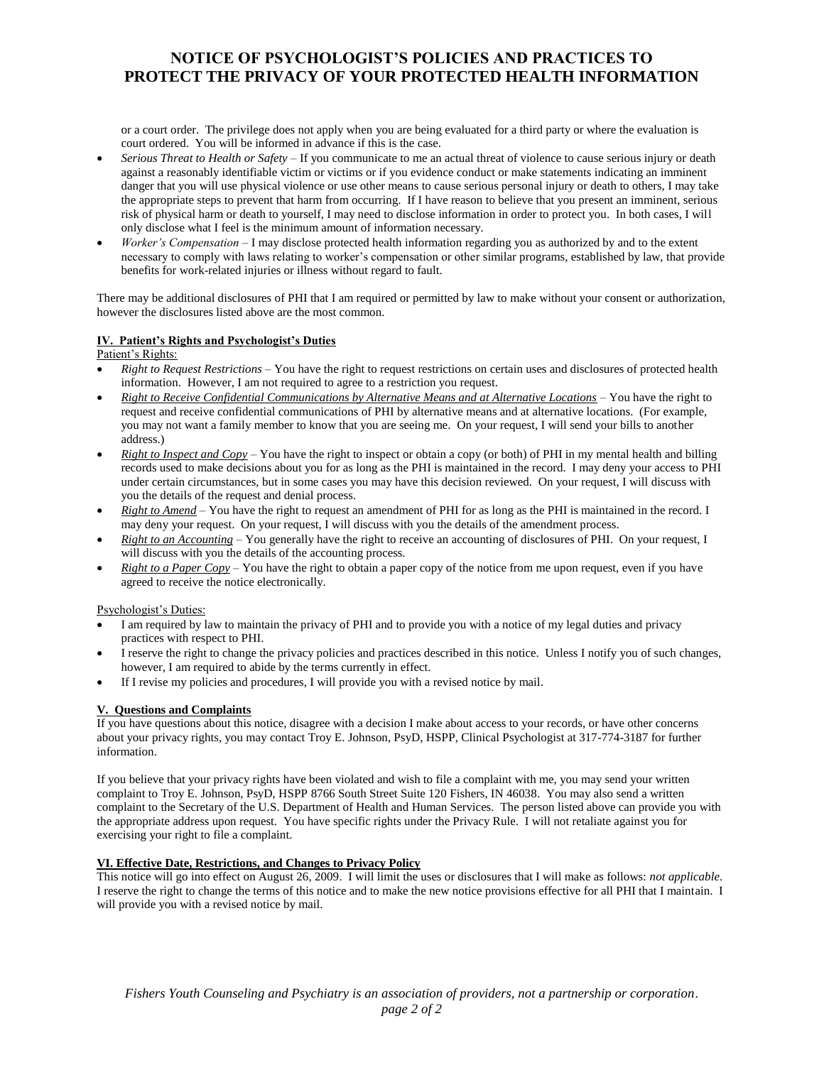or a court order. The privilege does not apply when you are being evaluated for a third party or where the evaluation is court ordered. You will be informed in advance if this is the case.

- *Serious Threat to Health or Safety* – If you communicate to me an actual threat of violence to cause serious injury or death against a reasonably identifiable victim or victims or if you evidence conduct or make statements indicating an imminent danger that you will use physical violence or use other means to cause serious personal injury or death to others, I may take the appropriate steps to prevent that harm from occurring. If I have reason to believe that you present an imminent, serious risk of physical harm or death to yourself, I may need to disclose information in order to protect you. In both cases, I will only disclose what I feel is the minimum amount of information necessary.
- *Worker's Compensation* – I may disclose protected health information regarding you as authorized by and to the extent necessary to comply with laws relating to worker's compensation or other similar programs, established by law, that provide benefits for work-related injuries or illness without regard to fault.

There may be additional disclosures of PHI that I am required or permitted by law to make without your consent or authorization, however the disclosures listed above are the most common.

## IV. Patient's Rights and Psychologist's Duties

Patient's Rights:

- *Right to Request Restrictions* – You have the right to request restrictions on certain uses and disclosures of protected health information. However, I am not required to agree to a restriction you request.
- *Right to Receive Confidential Communications by Alternative Means and at Alternative Locations* – You have the right to request and receive confidential communications of PHI by alternative means and at alternative locations. (For example, you may not want a family member to know that you are seeing me. On your request, I will send your bills to another address.)
- *Right to Inspect and Copy* – You have the right to inspect or obtain a copy (or both) of PHI in my mental health and billing records used to make decisions about you for as long as the PHI is maintained in the record. I may deny your access to PHI under certain circumstances, but in some cases you may have this decision reviewed. On your request, I will discuss with you the details of the request and denial process.
- *Right to Amend* – You have the right to request an amendment of PHI for as long as the PHI is maintained in the record. I may deny your request. On your request, I will discuss with you the details of the amendment process.
- *Right to an Accounting* – You generally have the right to receive an accounting of disclosures of PHI. On your request, I will discuss with you the details of the accounting process.
- *Right to a Paper Copy* – You have the right to obtain a paper copy of the notice from me upon request, even if you have agreed to receive the notice electronically.

Psychologist's Duties:

- I am required by law to maintain the privacy of PHI and to provide you with a notice of my legal duties and privacy practices with respect to PHI.
- I reserve the right to change the privacy policies and practices described in this notice. Unless I notify you of such changes, however, I am required to abide by the terms currently in effect.
- If I revise my policies and procedures, I will provide you with a revised notice by mail.

## V. Questions and Complaints

If you have questions about this notice, disagree with a decision I make about access to your records, or have other concerns about your privacy rights, you may contact Troy E. Johnson, PsyD, HSPP, Clinical Psychologist at 317-774-3187 for further information.

If you believe that your privacy rights have been violated and wish to file a complaint with me, you may send your written complaint to Troy E. Johnson, PsyD, HSPP 8766 South Street Suite 120 Fishers, IN 46038. You may also send a written complaint to the Secretary of the U.S. Department of Health and Human Services. The person listed above can provide you with the appropriate address upon request. You have specific rights under the Privacy Rule. I will not retaliate against you for exercising your right to file a complaint.

## VI. Effective Date, Restrictions, and Changes to Privacy Policy

This notice will go into effect on August 26, 2009. I will limit the uses or disclosures that I will make as follows: *not applicable*. I reserve the right to change the terms of this notice and to make the new notice provisions effective for all PHI that I maintain. I will provide you with a revised notice by mail.

*Fishers Youth Counseling and Psychiatry is an association of providers, not a partnership or corporation.*